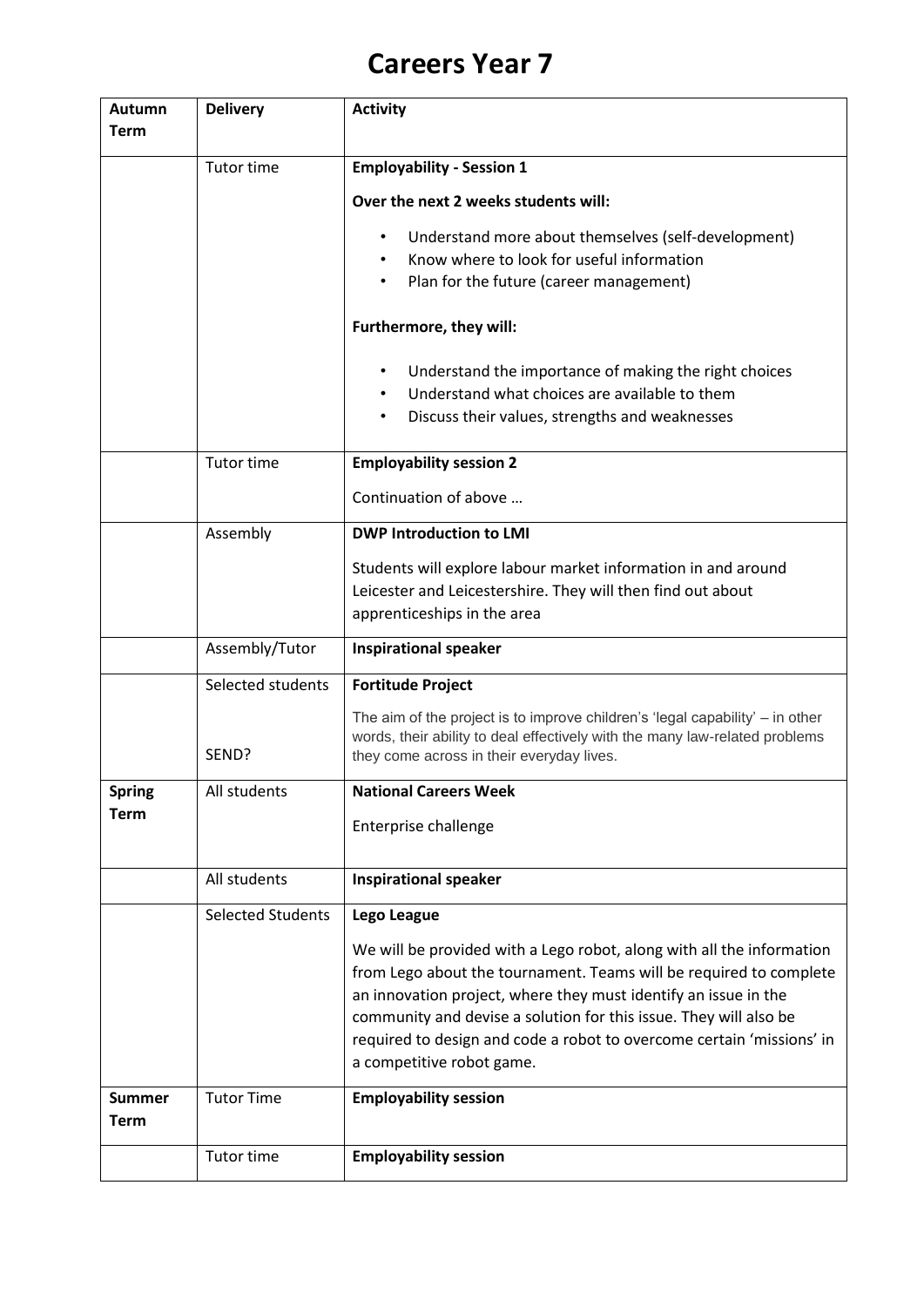# Careers Year 7

| Autumn Term | Delivery | Activity |
|---|---|---|
| | Tutor time | **Employability - Session 1**<br><br>**Over the next 2 weeks students will:**<br><br>• Understand more about themselves (self-development)<br>• Know where to look for useful information<br>• Plan for the future (career management)<br><br>**Furthermore, they will:**<br><br>• Understand the importance of making the right choices<br>• Understand what choices are available to them<br>• Discuss their values, strengths and weaknesses |
| | Tutor time | **Employability session 2**<br><br>Continuation of above … |
| | Assembly | **DWP Introduction to LMI**<br><br>Students will explore labour market information in and around Leicester and Leicestershire. They will then find out about apprenticeships in the area |
| | Assembly/Tutor | **Inspirational speaker** |
| | Selected students<br><br>SEND? | **Fortitude Project**<br><br>The aim of the project is to improve children's 'legal capability' – in other words, their ability to deal effectively with the many law-related problems they come across in their everyday lives. |
| **Spring Term** | All students | **National Careers Week**<br><br>Enterprise challenge |
| | All students | **Inspirational speaker** |
| | Selected Students | **Lego League**<br><br>We will be provided with a Lego robot, along with all the information from Lego about the tournament. Teams will be required to complete an innovation project, where they must identify an issue in the community and devise a solution for this issue. They will also be required to design and code a robot to overcome certain 'missions' in a competitive robot game. |
| **Summer Term** | Tutor Time | **Employability session** |
| | Tutor time | **Employability session** |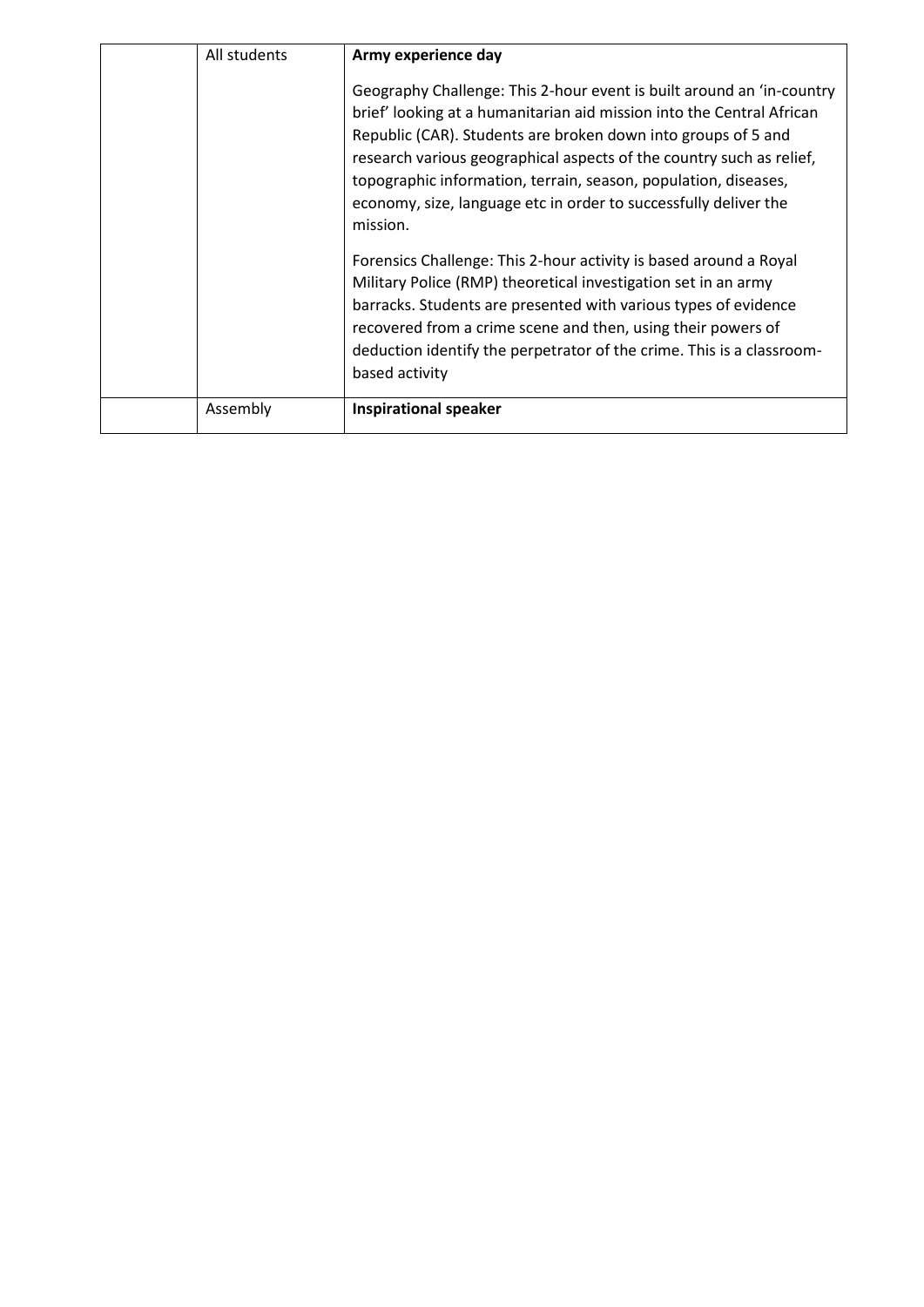| | | |
|---|---|---|
| | All students | **Army experience day**<br><br>Geography Challenge: This 2-hour event is built around an 'in-country brief' looking at a humanitarian aid mission into the Central African Republic (CAR). Students are broken down into groups of 5 and research various geographical aspects of the country such as relief, topographic information, terrain, season, population, diseases, economy, size, language etc in order to successfully deliver the mission.<br><br>Forensics Challenge: This 2-hour activity is based around a Royal Military Police (RMP) theoretical investigation set in an army barracks. Students are presented with various types of evidence recovered from a crime scene and then, using their powers of deduction identify the perpetrator of the crime. This is a classroom-based activity |
| | Assembly | **Inspirational speaker** |